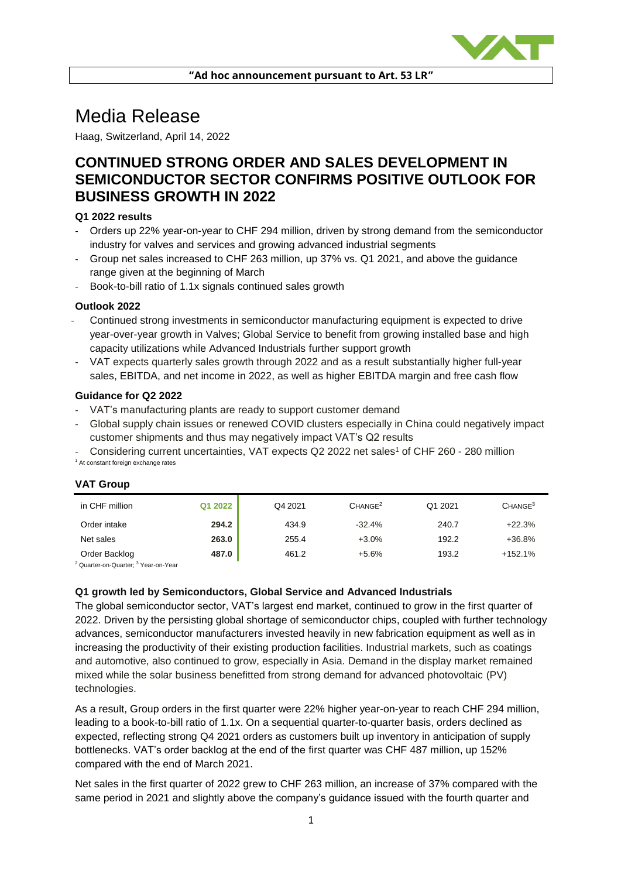**"Ad hoc announcement pursuant to Art. 53 LR"**

# Media Release

Haag, Switzerland, April 14, 2022

## CONTINUED STRONG ORDER AND SALES DEVELOPMENT IN SEMICONDUCTOR SECTOR CONFIRMS POSITIVE OUTLOOK FOR BUSINESS GROWTH IN 2022

**Q1 2022 results**

- Orders up 22% year-on-year to CHF 294 million, driven by strong demand from the semiconductor industry for valves and services and growing advanced industrial segments
- Group net sales increased to CHF 263 million, up 37% vs. Q1 2021, and above the guidance range given at the beginning of March
- Book-to-bill ratio of 1.1x signals continued sales growth

**Outlook 2022**

- Continued strong investments in semiconductor manufacturing equipment is expected to drive year-over-year growth in Valves; Global Service to benefit from growing installed base and high capacity utilizations while Advanced Industrials further support growth
- VAT expects quarterly sales growth through 2022 and as a result substantially higher full-year sales, EBITDA, and net income in 2022, as well as higher EBITDA margin and free cash flow

**Guidance for Q2 2022**

- VAT's manufacturing plants are ready to support customer demand
- Global supply chain issues or renewed COVID clusters especially in China could negatively impact customer shipments and thus may negatively impact VAT's Q2 results
- Considering current uncertainties, VAT expects Q2 2022 net sales[1] of CHF 260 - 280 million

[1] At constant foreign exchange rates

**VAT Group**

| in CHF million | Q1 2022 | Q4 2021 | Change[2] | Q1 2021 | Change[3] |
|---|---|---|---|---|---|
| Order intake | **294.2** | 434.9 | -32.4% | 240.7 | +22.3% |
| Net sales | **263.0** | 255.4 | +3.0% | 192.2 | +36.8% |
| Order Backlog | **487.0** | 461.2 | +5.6% | 193.2 | +152.1% |

[2] Quarter-on-Quarter; [3] Year-on-Year

**Q1 growth led by Semiconductors, Global Service and Advanced Industrials**

The global semiconductor sector, VAT's largest end market, continued to grow in the first quarter of 2022. Driven by the persisting global shortage of semiconductor chips, coupled with further technology advances, semiconductor manufacturers invested heavily in new fabrication equipment as well as in increasing the productivity of their existing production facilities. Industrial markets, such as coatings and automotive, also continued to grow, especially in Asia. Demand in the display market remained mixed while the solar business benefitted from strong demand for advanced photovoltaic (PV) technologies.

As a result, Group orders in the first quarter were 22% higher year-on-year to reach CHF 294 million, leading to a book-to-bill ratio of 1.1x. On a sequential quarter-to-quarter basis, orders declined as expected, reflecting strong Q4 2021 orders as customers built up inventory in anticipation of supply bottlenecks. VAT's order backlog at the end of the first quarter was CHF 487 million, up 152% compared with the end of March 2021.

Net sales in the first quarter of 2022 grew to CHF 263 million, an increase of 37% compared with the same period in 2021 and slightly above the company's guidance issued with the fourth quarter and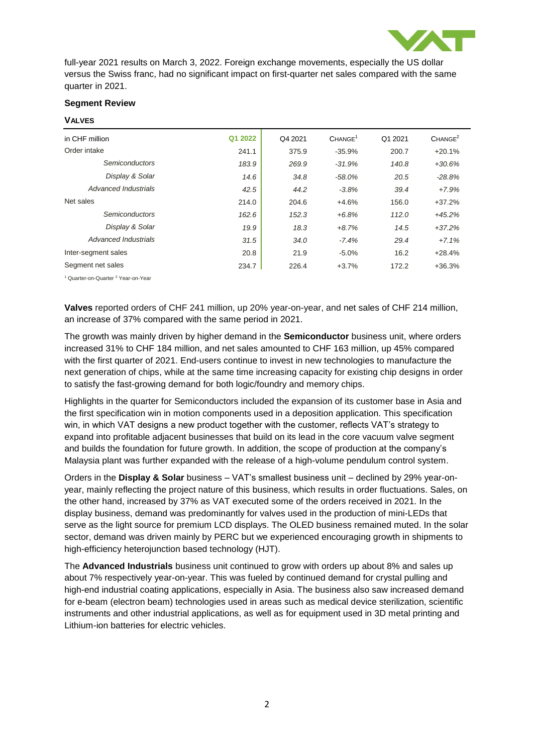full-year 2021 results on March 3, 2022. Foreign exchange movements, especially the US dollar versus the Swiss franc, had no significant impact on first-quarter net sales compared with the same quarter in 2021.

**Segment Review**

**VALVES**

| in CHF million | Q1 2022 | Q4 2021 | CHANGE[1] | Q1 2021 | CHANGE[2] |
|---|---|---|---|---|---|
| Order intake | 241.1 | 375.9 | -35.9% | 200.7 | +20.1% |
| *Semiconductors* | *183.9* | *269.9* | *-31.9%* | *140.8* | *+30.6%* |
| *Display & Solar* | *14.6* | *34.8* | *-58.0%* | *20.5* | *-28.8%* |
| *Advanced Industrials* | *42.5* | *44.2* | *-3.8%* | *39.4* | *+7.9%* |
| Net sales | 214.0 | 204.6 | +4.6% | 156.0 | +37.2% |
| *Semiconductors* | *162.6* | *152.3* | *+6.8%* | *112.0* | *+45.2%* |
| *Display & Solar* | *19.9* | *18.3* | *+8.7%* | *14.5* | *+37.2%* |
| *Advanced Industrials* | *31.5* | *34.0* | *-7.4%* | *29.4* | *+7.1%* |
| Inter-segment sales | 20.8 | 21.9 | -5.0% | 16.2 | +28.4% |
| Segment net sales | 234.7 | 226.4 | +3.7% | 172.2 | +36.3% |

[1] Quarter-on-Quarter [2] Year-on-Year

**Valves** reported orders of CHF 241 million, up 20% year-on-year, and net sales of CHF 214 million, an increase of 37% compared with the same period in 2021.

The growth was mainly driven by higher demand in the **Semiconductor** business unit, where orders increased 31% to CHF 184 million, and net sales amounted to CHF 163 million, up 45% compared with the first quarter of 2021. End-users continue to invest in new technologies to manufacture the next generation of chips, while at the same time increasing capacity for existing chip designs in order to satisfy the fast-growing demand for both logic/foundry and memory chips.

Highlights in the quarter for Semiconductors included the expansion of its customer base in Asia and the first specification win in motion components used in a deposition application. This specification win, in which VAT designs a new product together with the customer, reflects VAT's strategy to expand into profitable adjacent businesses that build on its lead in the core vacuum valve segment and builds the foundation for future growth. In addition, the scope of production at the company's Malaysia plant was further expanded with the release of a high-volume pendulum control system.

Orders in the **Display & Solar** business – VAT's smallest business unit – declined by 29% year-on-year, mainly reflecting the project nature of this business, which results in order fluctuations. Sales, on the other hand, increased by 37% as VAT executed some of the orders received in 2021. In the display business, demand was predominantly for valves used in the production of mini-LEDs that serve as the light source for premium LCD displays. The OLED business remained muted. In the solar sector, demand was driven mainly by PERC but we experienced encouraging growth in shipments to high-efficiency heterojunction based technology (HJT).

The **Advanced Industrials** business unit continued to grow with orders up about 8% and sales up about 7% respectively year-on-year. This was fueled by continued demand for crystal pulling and high-end industrial coating applications, especially in Asia. The business also saw increased demand for e-beam (electron beam) technologies used in areas such as medical device sterilization, scientific instruments and other industrial applications, as well as for equipment used in 3D metal printing and Lithium-ion batteries for electric vehicles.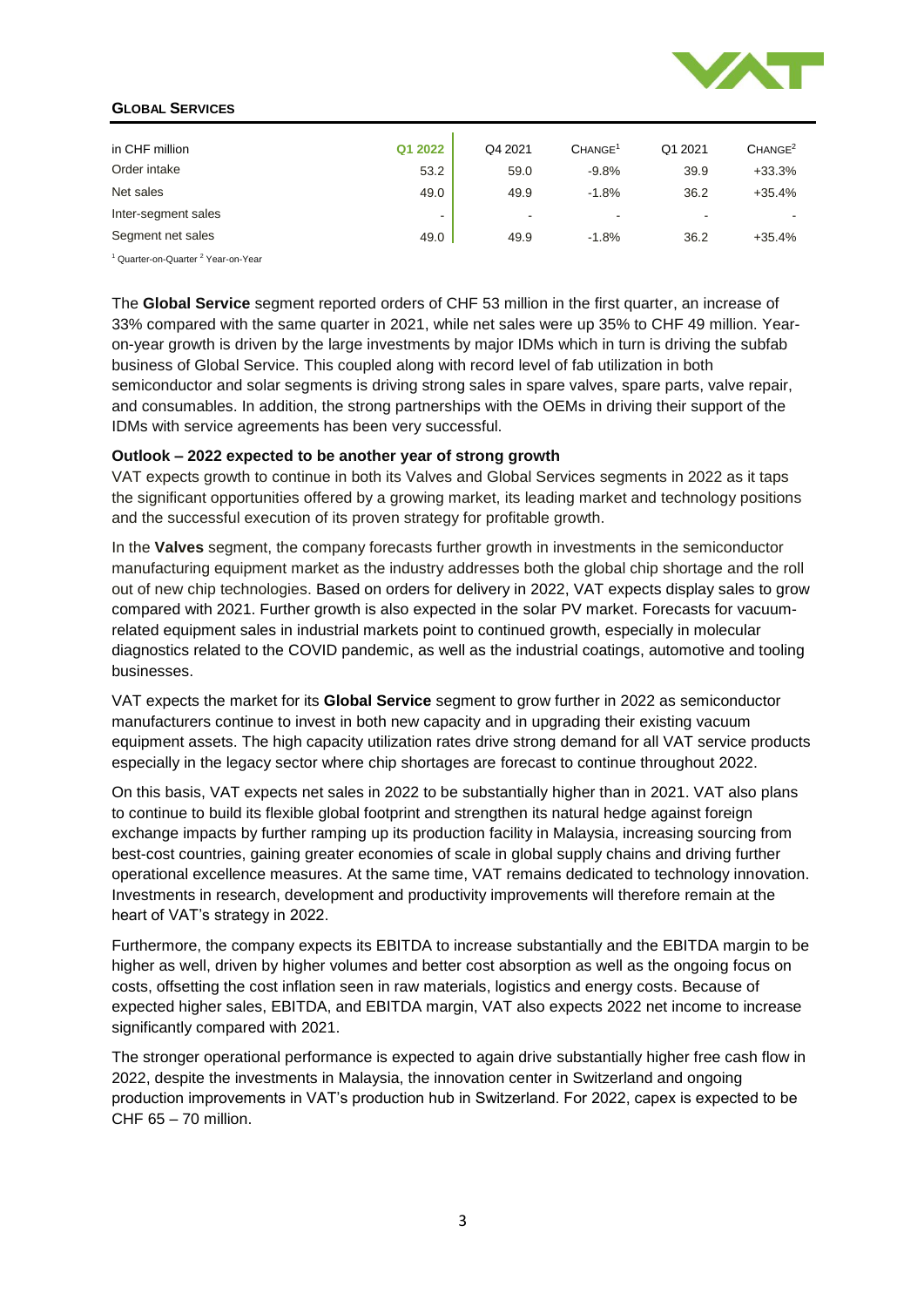## GLOBAL SERVICES

| in CHF million | Q1 2022 | Q4 2021 | CHANGE[1] | Q1 2021 | CHANGE[2] |
|---|---|---|---|---|---|
| Order intake | 53.2 | 59.0 | -9.8% | 39.9 | +33.3% |
| Net sales | 49.0 | 49.9 | -1.8% | 36.2 | +35.4% |
| Inter-segment sales | - | - | - | - | - |
| Segment net sales | 49.0 | 49.9 | -1.8% | 36.2 | +35.4% |

[1] Quarter-on-Quarter [2] Year-on-Year

The **Global Service** segment reported orders of CHF 53 million in the first quarter, an increase of 33% compared with the same quarter in 2021, while net sales were up 35% to CHF 49 million. Year-on-year growth is driven by the large investments by major IDMs which in turn is driving the subfab business of Global Service. This coupled along with record level of fab utilization in both semiconductor and solar segments is driving strong sales in spare valves, spare parts, valve repair, and consumables. In addition, the strong partnerships with the OEMs in driving their support of the IDMs with service agreements has been very successful.

**Outlook – 2022 expected to be another year of strong growth**

VAT expects growth to continue in both its Valves and Global Services segments in 2022 as it taps the significant opportunities offered by a growing market, its leading market and technology positions and the successful execution of its proven strategy for profitable growth.

In the **Valves** segment, the company forecasts further growth in investments in the semiconductor manufacturing equipment market as the industry addresses both the global chip shortage and the roll out of new chip technologies. Based on orders for delivery in 2022, VAT expects display sales to grow compared with 2021. Further growth is also expected in the solar PV market. Forecasts for vacuum-related equipment sales in industrial markets point to continued growth, especially in molecular diagnostics related to the COVID pandemic, as well as the industrial coatings, automotive and tooling businesses.

VAT expects the market for its **Global Service** segment to grow further in 2022 as semiconductor manufacturers continue to invest in both new capacity and in upgrading their existing vacuum equipment assets. The high capacity utilization rates drive strong demand for all VAT service products especially in the legacy sector where chip shortages are forecast to continue throughout 2022.

On this basis, VAT expects net sales in 2022 to be substantially higher than in 2021. VAT also plans to continue to build its flexible global footprint and strengthen its natural hedge against foreign exchange impacts by further ramping up its production facility in Malaysia, increasing sourcing from best-cost countries, gaining greater economies of scale in global supply chains and driving further operational excellence measures. At the same time, VAT remains dedicated to technology innovation. Investments in research, development and productivity improvements will therefore remain at the heart of VAT's strategy in 2022.

Furthermore, the company expects its EBITDA to increase substantially and the EBITDA margin to be higher as well, driven by higher volumes and better cost absorption as well as the ongoing focus on costs, offsetting the cost inflation seen in raw materials, logistics and energy costs. Because of expected higher sales, EBITDA, and EBITDA margin, VAT also expects 2022 net income to increase significantly compared with 2021.

The stronger operational performance is expected to again drive substantially higher free cash flow in 2022, despite the investments in Malaysia, the innovation center in Switzerland and ongoing production improvements in VAT's production hub in Switzerland. For 2022, capex is expected to be CHF 65 – 70 million.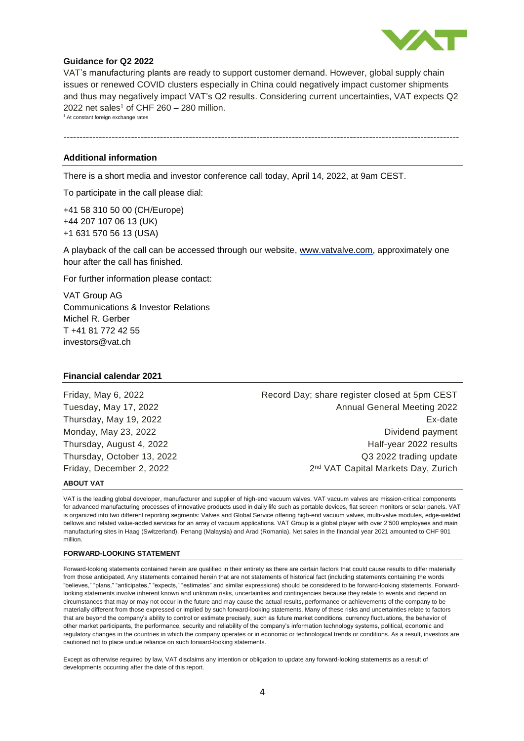## Guidance for Q2 2022

VAT's manufacturing plants are ready to support customer demand. However, global supply chain issues or renewed COVID clusters especially in China could negatively impact customer shipments and thus may negatively impact VAT's Q2 results. Considering current uncertainties, VAT expects Q2 2022 net sales[1] of CHF 260 – 280 million.

[1] At constant foreign exchange rates

---

## Additional information

There is a short media and investor conference call today, April 14, 2022, at 9am CEST.

To participate in the call please dial:

+41 58 310 50 00 (CH/Europe)
+44 207 107 06 13 (UK)
+1 631 570 56 13 (USA)

A playback of the call can be accessed through our website, www.vatvalve.com, approximately one hour after the call has finished.

For further information please contact:

VAT Group AG
Communications & Investor Relations
Michel R. Gerber
T +41 81 772 42 55
investors@vat.ch

## Financial calendar 2021

| | |
|---|---|
| Friday, May 6, 2022 | Record Day; share register closed at 5pm CEST |
| Tuesday, May 17, 2022 | Annual General Meeting 2022 |
| Thursday, May 19, 2022 | Ex-date |
| Monday, May 23, 2022 | Dividend payment |
| Thursday, August 4, 2022 | Half-year 2022 results |
| Thursday, October 13, 2022 | Q3 2022 trading update |
| Friday, December 2, 2022 | 2nd VAT Capital Markets Day, Zurich |

### ABOUT VAT

VAT is the leading global developer, manufacturer and supplier of high-end vacuum valves. VAT vacuum valves are mission-critical components for advanced manufacturing processes of innovative products used in daily life such as portable devices, flat screen monitors or solar panels. VAT is organized into two different reporting segments: Valves and Global Service offering high-end vacuum valves, multi-valve modules, edge-welded bellows and related value-added services for an array of vacuum applications. VAT Group is a global player with over 2'500 employees and main manufacturing sites in Haag (Switzerland), Penang (Malaysia) and Arad (Romania). Net sales in the financial year 2021 amounted to CHF 901 million.

### FORWARD-LOOKING STATEMENT

Forward-looking statements contained herein are qualified in their entirety as there are certain factors that could cause results to differ materially from those anticipated. Any statements contained herein that are not statements of historical fact (including statements containing the words "believes," "plans," "anticipates," "expects," "estimates" and similar expressions) should be considered to be forward-looking statements. Forward-looking statements involve inherent known and unknown risks, uncertainties and contingencies because they relate to events and depend on circumstances that may or may not occur in the future and may cause the actual results, performance or achievements of the company to be materially different from those expressed or implied by such forward-looking statements. Many of these risks and uncertainties relate to factors that are beyond the company's ability to control or estimate precisely, such as future market conditions, currency fluctuations, the behavior of other market participants, the performance, security and reliability of the company's information technology systems, political, economic and regulatory changes in the countries in which the company operates or in economic or technological trends or conditions. As a result, investors are cautioned not to place undue reliance on such forward-looking statements.

Except as otherwise required by law, VAT disclaims any intention or obligation to update any forward-looking statements as a result of developments occurring after the date of this report.